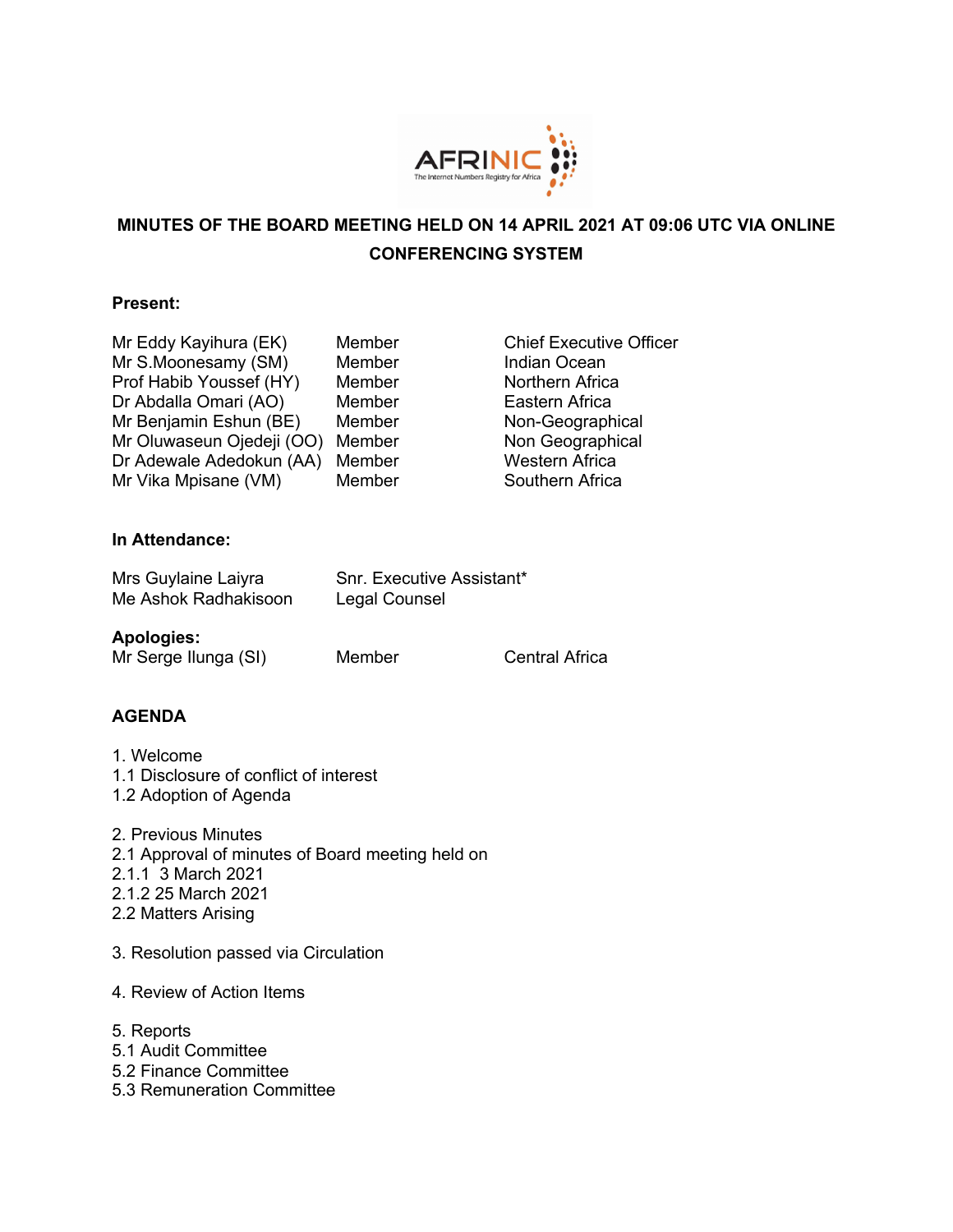AFRINIC
The Internet Numbers Registry for Africa

# MINUTES OF THE BOARD MEETING HELD ON 14 APRIL 2021 AT 09:06 UTC VIA ONLINE CONFERENCING SYSTEM

**Present:**

| | | |
|---|---|---|
| Mr Eddy Kayihura (EK) | Member | Chief Executive Officer |
| Mr S.Moonesamy (SM) | Member | Indian Ocean |
| Prof Habib Youssef (HY) | Member | Northern Africa |
| Dr Abdalla Omari (AO) | Member | Eastern Africa |
| Mr Benjamin Eshun (BE) | Member | Non-Geographical |
| Mr Oluwaseun Ojedeji (OO) | Member | Non Geographical |
| Dr Adewale Adedokun (AA) | Member | Western Africa |
| Mr Vika Mpisane (VM) | Member | Southern Africa |

**In Attendance:**

| | |
|---|---|
| Mrs Guylaine Laiyra | Snr. Executive Assistant* |
| Me Ashok Radhakisoon | Legal Counsel |

**Apologies:**

| | | |
|---|---|---|
| Mr Serge Ilunga (SI) | Member | Central Africa |

**AGENDA**

1. Welcome
1.1 Disclosure of conflict of interest
1.2 Adoption of Agenda

2. Previous Minutes
2.1 Approval of minutes of Board meeting held on
2.1.1 3 March 2021
2.1.2 25 March 2021
2.2 Matters Arising

3. Resolution passed via Circulation

4. Review of Action Items

5. Reports
5.1 Audit Committee
5.2 Finance Committee
5.3 Remuneration Committee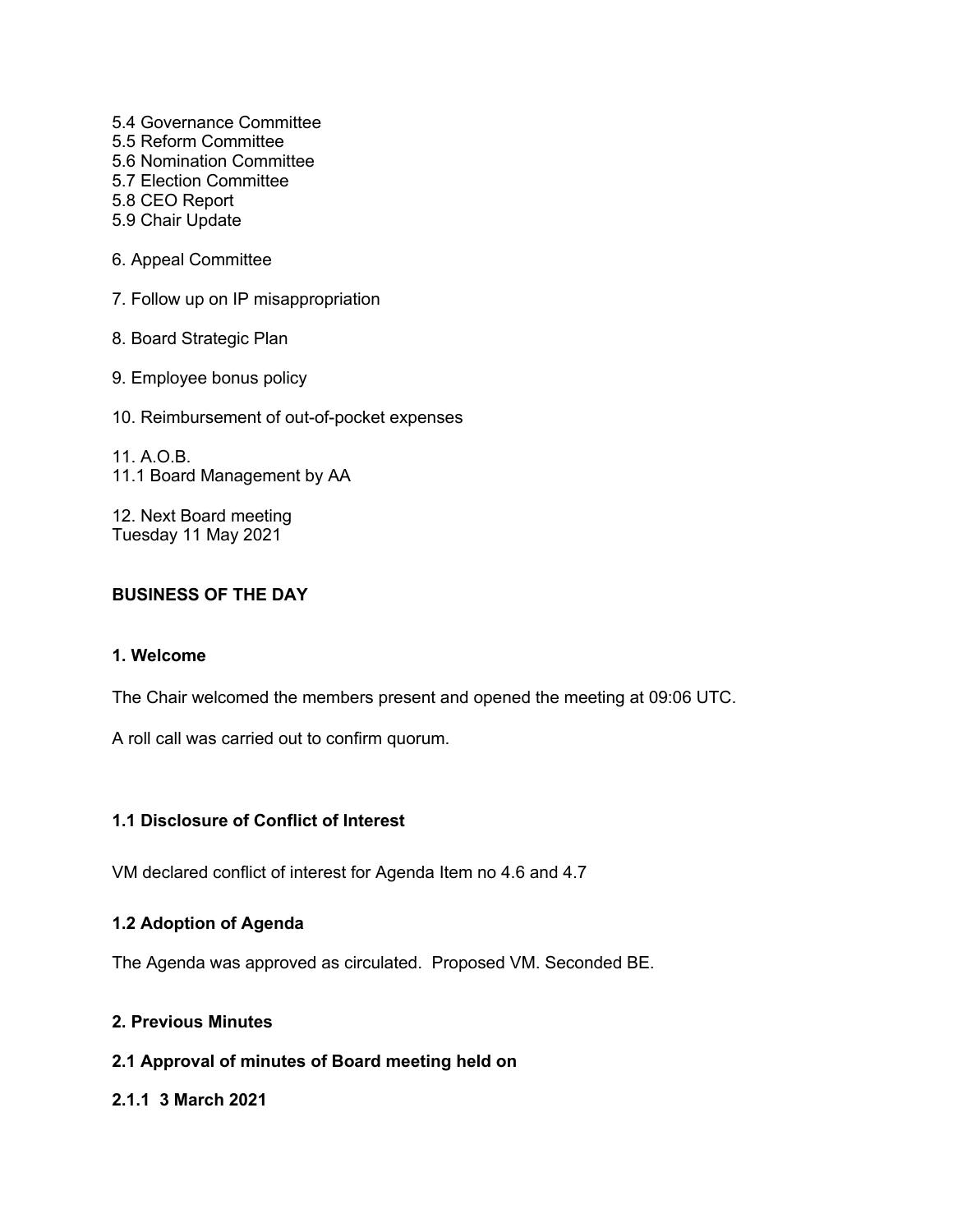5.4 Governance Committee
5.5 Reform Committee
5.6 Nomination Committee
5.7 Election Committee
5.8 CEO Report
5.9 Chair Update

6. Appeal Committee

7. Follow up on IP misappropriation

8. Board Strategic Plan

9. Employee bonus policy

10. Reimbursement of out-of-pocket expenses

11. A.O.B.
11.1 Board Management by AA

12. Next Board meeting
Tuesday 11 May 2021

## BUSINESS OF THE DAY

### 1. Welcome

The Chair welcomed the members present and opened the meeting at 09:06 UTC.

A roll call was carried out to confirm quorum.

### 1.1 Disclosure of Conflict of Interest

VM declared conflict of interest for Agenda Item no 4.6 and 4.7

### 1.2 Adoption of Agenda

The Agenda was approved as circulated. Proposed VM. Seconded BE.

### 2. Previous Minutes

### 2.1 Approval of minutes of Board meeting held on

### 2.1.1 3 March 2021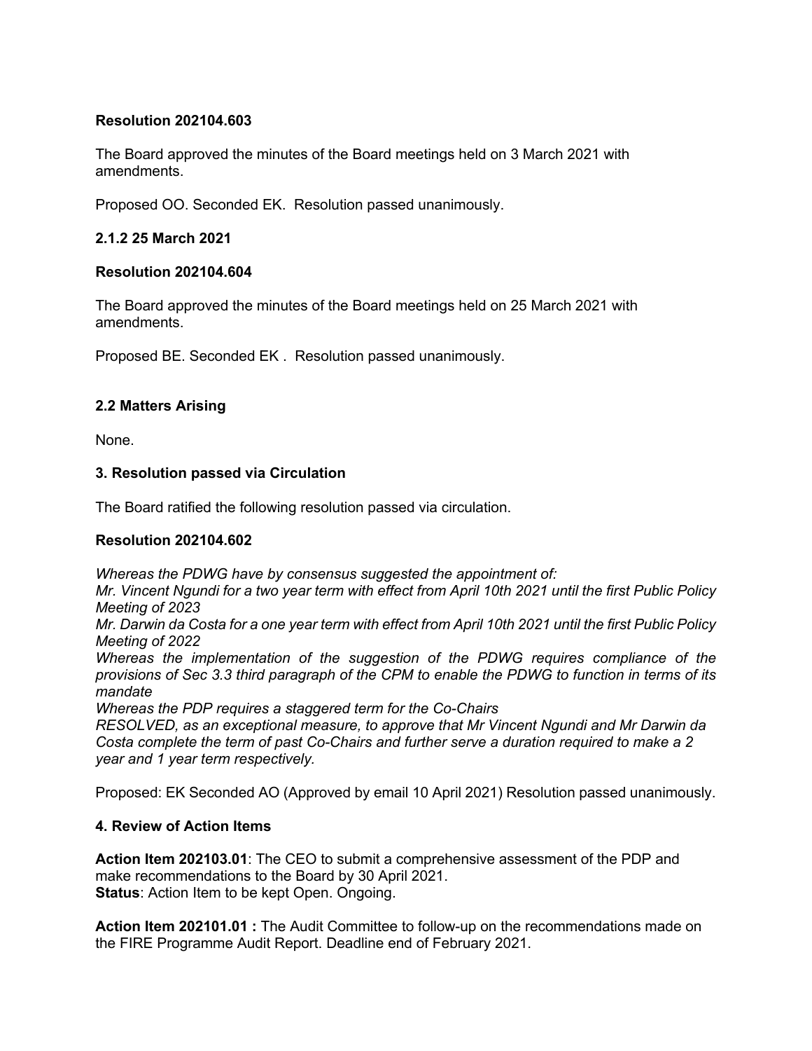**Resolution 202104.603**

The Board approved the minutes of the Board meetings held on 3 March 2021 with amendments.

Proposed OO. Seconded EK. Resolution passed unanimously.

**2.1.2 25 March 2021**

**Resolution 202104.604**

The Board approved the minutes of the Board meetings held on 25 March 2021 with amendments.

Proposed BE. Seconded EK . Resolution passed unanimously.

**2.2 Matters Arising**

None.

**3. Resolution passed via Circulation**

The Board ratified the following resolution passed via circulation.

**Resolution 202104.602**

*Whereas the PDWG have by consensus suggested the appointment of:*
*Mr. Vincent Ngundi for a two year term with effect from April 10th 2021 until the first Public Policy Meeting of 2023*
*Mr. Darwin da Costa for a one year term with effect from April 10th 2021 until the first Public Policy Meeting of 2022*
*Whereas the implementation of the suggestion of the PDWG requires compliance of the provisions of Sec 3.3 third paragraph of the CPM to enable the PDWG to function in terms of its mandate*
*Whereas the PDP requires a staggered term for the Co-Chairs*
*RESOLVED, as an exceptional measure, to approve that Mr Vincent Ngundi and Mr Darwin da Costa complete the term of past Co-Chairs and further serve a duration required to make a 2 year and 1 year term respectively.*

Proposed: EK Seconded AO (Approved by email 10 April 2021) Resolution passed unanimously.

**4. Review of Action Items**

**Action Item 202103.01**: The CEO to submit a comprehensive assessment of the PDP and make recommendations to the Board by 30 April 2021.
**Status**: Action Item to be kept Open. Ongoing.

**Action Item 202101.01 :** The Audit Committee to follow-up on the recommendations made on the FIRE Programme Audit Report. Deadline end of February 2021.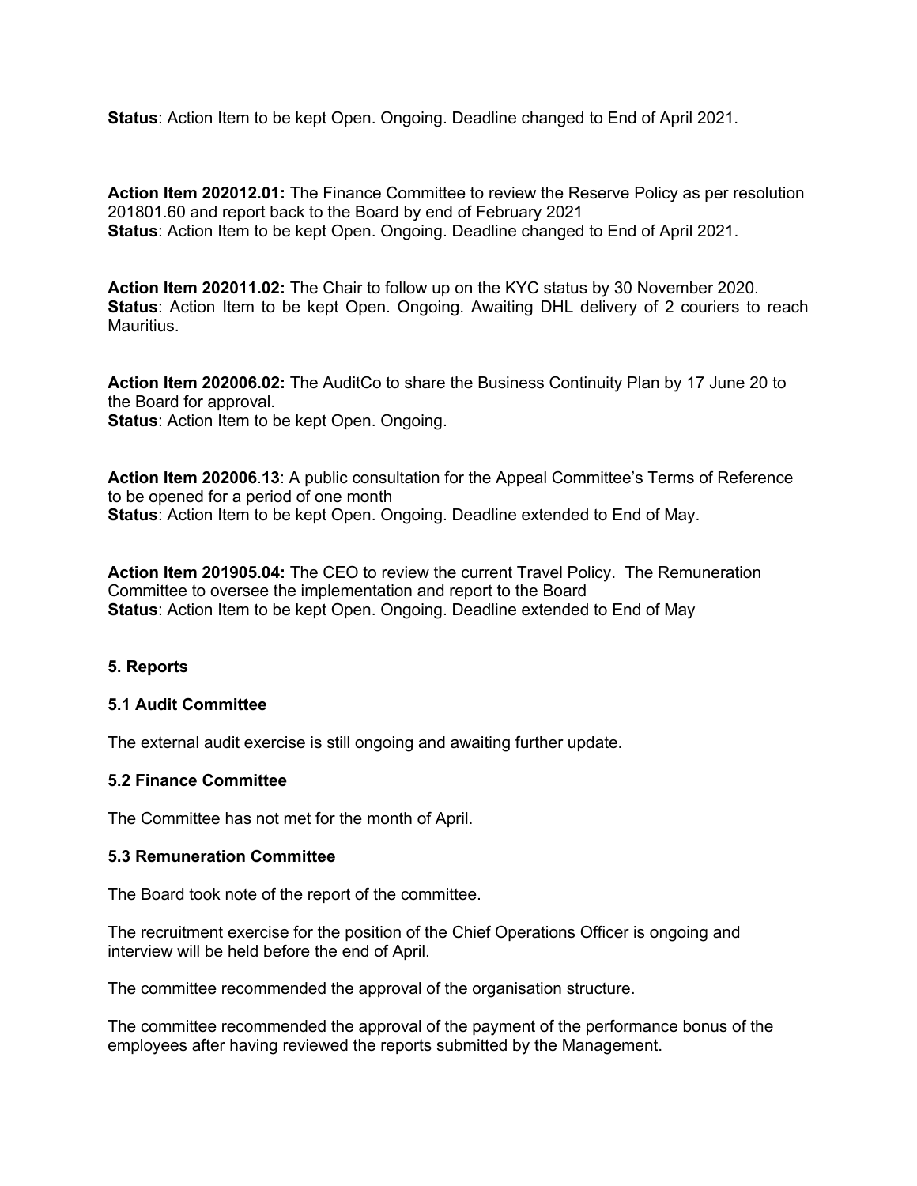**Status**: Action Item to be kept Open. Ongoing. Deadline changed to End of April 2021.

**Action Item 202012.01:** The Finance Committee to review the Reserve Policy as per resolution 201801.60 and report back to the Board by end of February 2021
**Status**: Action Item to be kept Open. Ongoing. Deadline changed to End of April 2021.

**Action Item 202011.02:** The Chair to follow up on the KYC status by 30 November 2020.
**Status**: Action Item to be kept Open. Ongoing. Awaiting DHL delivery of 2 couriers to reach Mauritius.

**Action Item 202006.02:** The AuditCo to share the Business Continuity Plan by 17 June 20 to the Board for approval.
**Status**: Action Item to be kept Open. Ongoing.

**Action Item 202006.13**: A public consultation for the Appeal Committee's Terms of Reference to be opened for a period of one month
**Status**: Action Item to be kept Open. Ongoing. Deadline extended to End of May.

**Action Item 201905.04:** The CEO to review the current Travel Policy. The Remuneration Committee to oversee the implementation and report to the Board
**Status**: Action Item to be kept Open. Ongoing. Deadline extended to End of May

### 5. Reports

#### 5.1 Audit Committee

The external audit exercise is still ongoing and awaiting further update.

#### 5.2 Finance Committee

The Committee has not met for the month of April.

#### 5.3 Remuneration Committee

The Board took note of the report of the committee.

The recruitment exercise for the position of the Chief Operations Officer is ongoing and interview will be held before the end of April.

The committee recommended the approval of the organisation structure.

The committee recommended the approval of the payment of the performance bonus of the employees after having reviewed the reports submitted by the Management.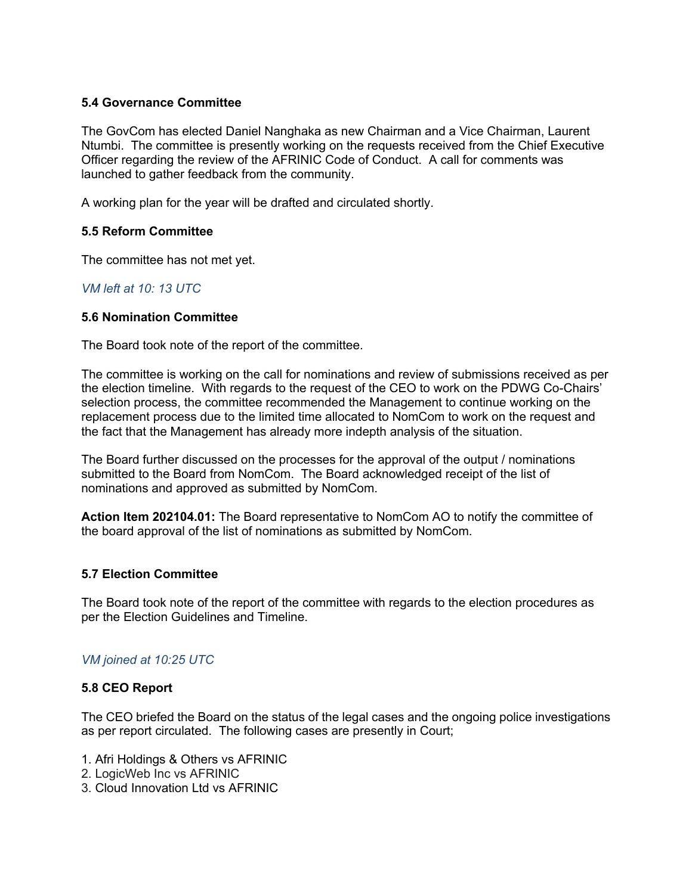### 5.4 Governance Committee

The GovCom has elected Daniel Nanghaka as new Chairman and a Vice Chairman, Laurent Ntumbi. The committee is presently working on the requests received from the Chief Executive Officer regarding the review of the AFRINIC Code of Conduct. A call for comments was launched to gather feedback from the community.

A working plan for the year will be drafted and circulated shortly.

### 5.5 Reform Committee

The committee has not met yet.

*VM left at 10: 13 UTC*

### 5.6 Nomination Committee

The Board took note of the report of the committee.

The committee is working on the call for nominations and review of submissions received as per the election timeline. With regards to the request of the CEO to work on the PDWG Co-Chairs' selection process, the committee recommended the Management to continue working on the replacement process due to the limited time allocated to NomCom to work on the request and the fact that the Management has already more indepth analysis of the situation.

The Board further discussed on the processes for the approval of the output / nominations submitted to the Board from NomCom. The Board acknowledged receipt of the list of nominations and approved as submitted by NomCom.

**Action Item 202104.01:** The Board representative to NomCom AO to notify the committee of the board approval of the list of nominations as submitted by NomCom.

### 5.7 Election Committee

The Board took note of the report of the committee with regards to the election procedures as per the Election Guidelines and Timeline.

*VM joined at 10:25 UTC*

### 5.8 CEO Report

The CEO briefed the Board on the status of the legal cases and the ongoing police investigations as per report circulated. The following cases are presently in Court;

1. Afri Holdings & Others vs AFRINIC
2. LogicWeb Inc vs AFRINIC
3. Cloud Innovation Ltd vs AFRINIC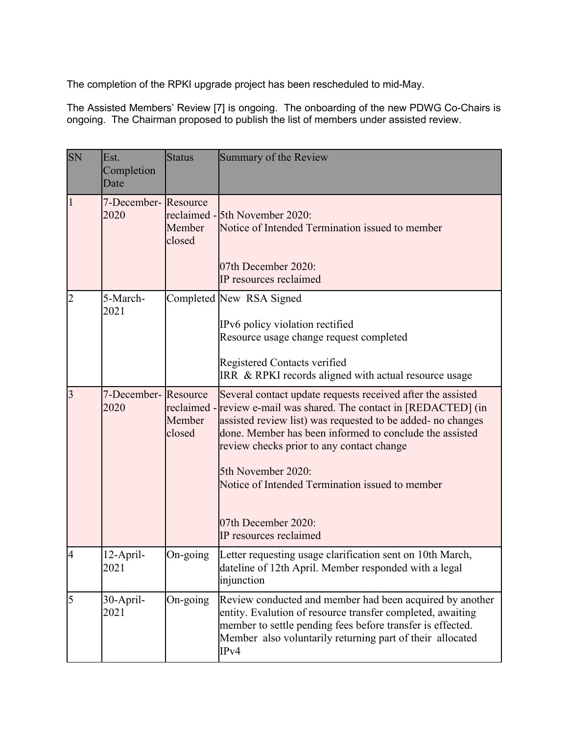The completion of the RPKI upgrade project has been rescheduled to mid-May.

The Assisted Members' Review [7] is ongoing. The onboarding of the new PDWG Co-Chairs is ongoing. The Chairman proposed to publish the list of members under assisted review.

| SN | Est. Completion Date | Status | Summary of the Review |
|---|---|---|---|
| 1 | 7-December-2020 | Resource reclaimed - Member closed | 5th November 2020:<br>Notice of Intended Termination issued to member<br><br>07th December 2020:<br>IP resources reclaimed |
| 2 | 5-March-2021 | Completed | New RSA Signed<br><br>IPv6 policy violation rectified<br>Resource usage change request completed<br><br>Registered Contacts verified<br>IRR & RPKI records aligned with actual resource usage |
| 3 | 7-December-2020 | Resource reclaimed - Member closed | Several contact update requests received after the assisted review e-mail was shared. The contact in [REDACTED] (in assisted review list) was requested to be added- no changes done. Member has been informed to conclude the assisted review checks prior to any contact change<br><br>5th November 2020:<br>Notice of Intended Termination issued to member<br><br>07th December 2020:<br>IP resources reclaimed |
| 4 | 12-April-2021 | On-going | Letter requesting usage clarification sent on 10th March, dateline of 12th April. Member responded with a legal injunction |
| 5 | 30-April-2021 | On-going | Review conducted and member had been acquired by another entity. Evalution of resource transfer completed, awaiting member to settle pending fees before transfer is effected. Member also voluntarily returning part of their allocated IPv4 |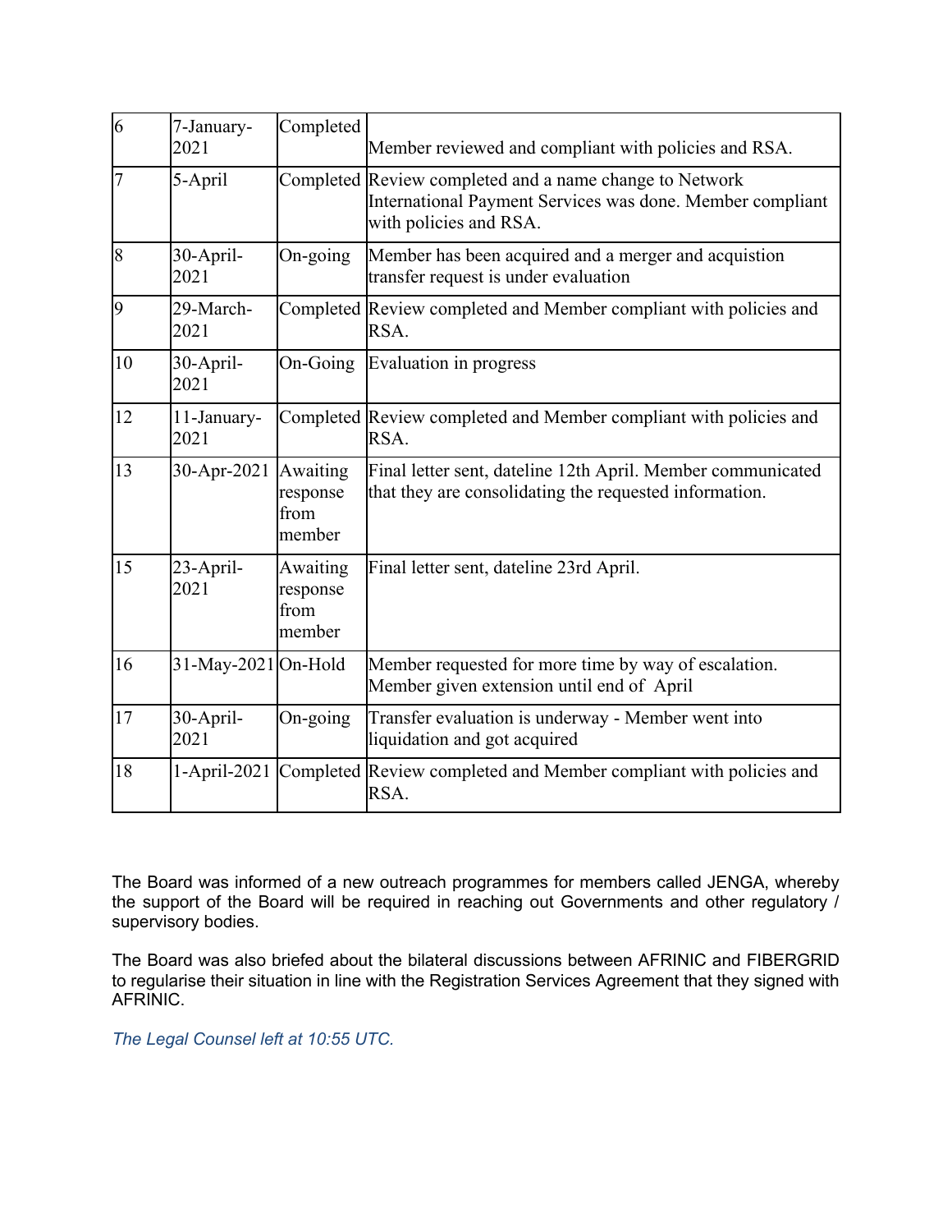| | | | |
|---|---|---|---|
| 6 | 7-January-2021 | Completed | Member reviewed and compliant with policies and RSA. |
| 7 | 5-April | Completed | Review completed and a name change to Network International Payment Services was done. Member compliant with policies and RSA. |
| 8 | 30-April-2021 | On-going | Member has been acquired and a merger and acquistion transfer request is under evaluation |
| 9 | 29-March-2021 | Completed | Review completed and Member compliant with policies and RSA. |
| 10 | 30-April-2021 | On-Going | Evaluation in progress |
| 12 | 11-January-2021 | Completed | Review completed and Member compliant with policies and RSA. |
| 13 | 30-Apr-2021 | Awaiting response from member | Final letter sent, dateline 12th April. Member communicated that they are consolidating the requested information. |
| 15 | 23-April-2021 | Awaiting response from member | Final letter sent, dateline 23rd April. |
| 16 | 31-May-2021 | On-Hold | Member requested for more time by way of escalation. Member given extension until end of April |
| 17 | 30-April-2021 | On-going | Transfer evaluation is underway - Member went into liquidation and got acquired |
| 18 | 1-April-2021 | Completed | Review completed and Member compliant with policies and RSA. |

The Board was informed of a new outreach programmes for members called JENGA, whereby the support of the Board will be required in reaching out Governments and other regulatory / supervisory bodies.

The Board was also briefed about the bilateral discussions between AFRINIC and FIBERGRID to regularise their situation in line with the Registration Services Agreement that they signed with AFRINIC.

*The Legal Counsel left at 10:55 UTC.*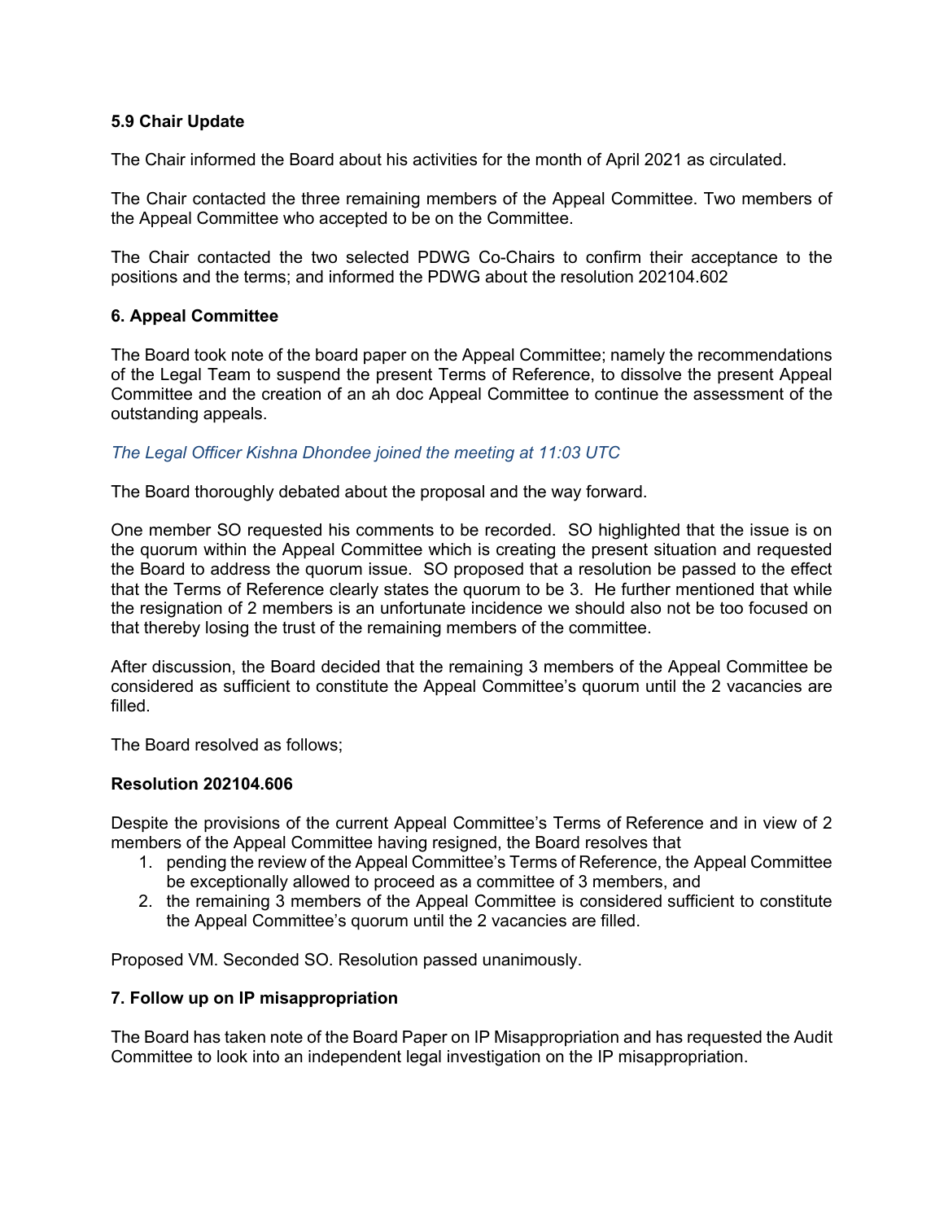**5.9 Chair Update**

The Chair informed the Board about his activities for the month of April 2021 as circulated.

The Chair contacted the three remaining members of the Appeal Committee. Two members of the Appeal Committee who accepted to be on the Committee.

The Chair contacted the two selected PDWG Co-Chairs to confirm their acceptance to the positions and the terms; and informed the PDWG about the resolution 202104.602

**6. Appeal Committee**

The Board took note of the board paper on the Appeal Committee; namely the recommendations of the Legal Team to suspend the present Terms of Reference, to dissolve the present Appeal Committee and the creation of an ah doc Appeal Committee to continue the assessment of the outstanding appeals.

*The Legal Officer Kishna Dhondee joined the meeting at 11:03 UTC*

The Board thoroughly debated about the proposal and the way forward.

One member SO requested his comments to be recorded. SO highlighted that the issue is on the quorum within the Appeal Committee which is creating the present situation and requested the Board to address the quorum issue. SO proposed that a resolution be passed to the effect that the Terms of Reference clearly states the quorum to be 3. He further mentioned that while the resignation of 2 members is an unfortunate incidence we should also not be too focused on that thereby losing the trust of the remaining members of the committee.

After discussion, the Board decided that the remaining 3 members of the Appeal Committee be considered as sufficient to constitute the Appeal Committee's quorum until the 2 vacancies are filled.

The Board resolved as follows;

**Resolution 202104.606**

Despite the provisions of the current Appeal Committee's Terms of Reference and in view of 2 members of the Appeal Committee having resigned, the Board resolves that

1. pending the review of the Appeal Committee's Terms of Reference, the Appeal Committee be exceptionally allowed to proceed as a committee of 3 members, and
2. the remaining 3 members of the Appeal Committee is considered sufficient to constitute the Appeal Committee's quorum until the 2 vacancies are filled.

Proposed VM. Seconded SO. Resolution passed unanimously.

**7. Follow up on IP misappropriation**

The Board has taken note of the Board Paper on IP Misappropriation and has requested the Audit Committee to look into an independent legal investigation on the IP misappropriation.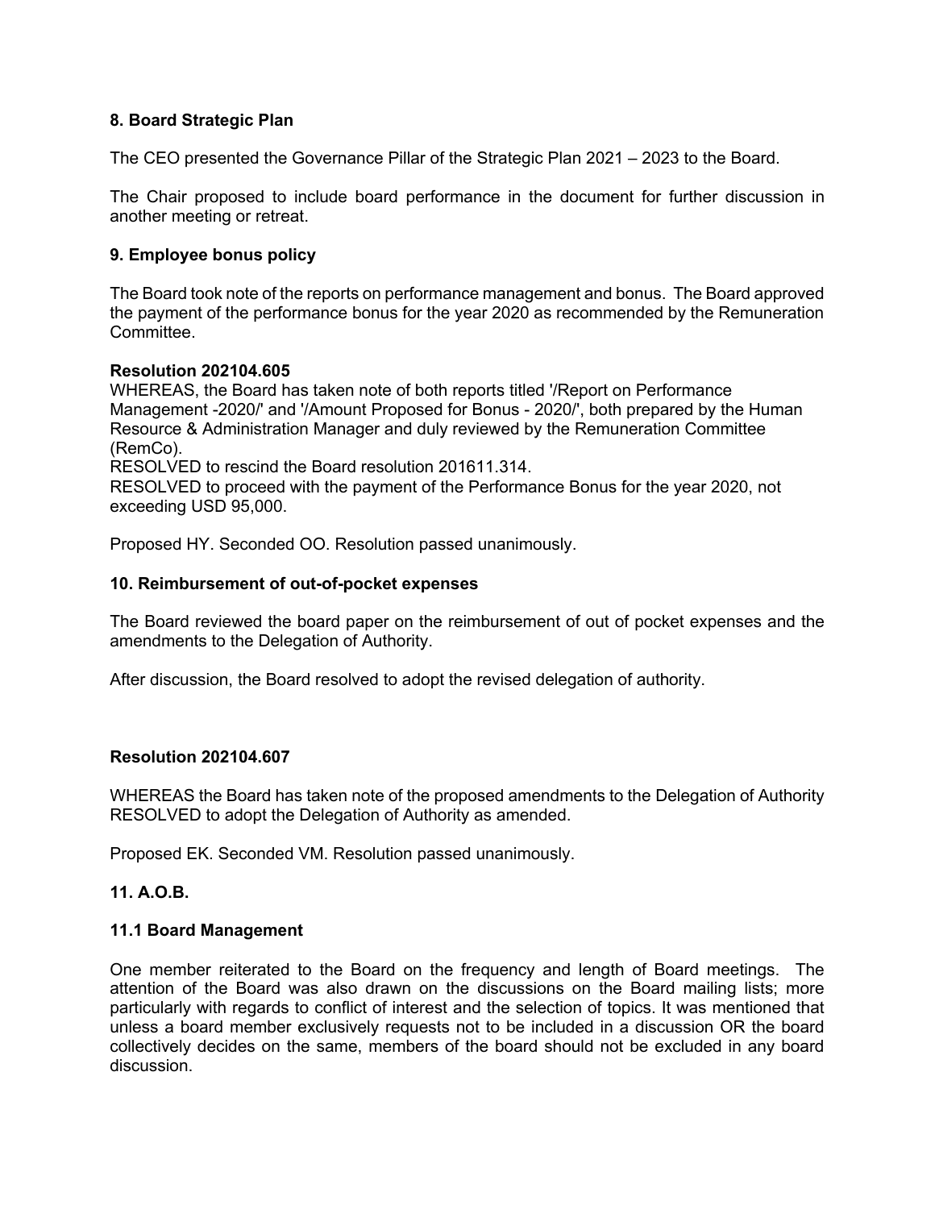### 8. Board Strategic Plan

The CEO presented the Governance Pillar of the Strategic Plan 2021 – 2023 to the Board.

The Chair proposed to include board performance in the document for further discussion in another meeting or retreat.

### 9. Employee bonus policy

The Board took note of the reports on performance management and bonus. The Board approved the payment of the performance bonus for the year 2020 as recommended by the Remuneration Committee.

**Resolution 202104.605**
WHEREAS, the Board has taken note of both reports titled '/Report on Performance Management -2020/' and '/Amount Proposed for Bonus - 2020/', both prepared by the Human Resource & Administration Manager and duly reviewed by the Remuneration Committee (RemCo).
RESOLVED to rescind the Board resolution 201611.314.
RESOLVED to proceed with the payment of the Performance Bonus for the year 2020, not exceeding USD 95,000.

Proposed HY. Seconded OO. Resolution passed unanimously.

### 10. Reimbursement of out-of-pocket expenses

The Board reviewed the board paper on the reimbursement of out of pocket expenses and the amendments to the Delegation of Authority.

After discussion, the Board resolved to adopt the revised delegation of authority.

**Resolution 202104.607**

WHEREAS the Board has taken note of the proposed amendments to the Delegation of Authority
RESOLVED to adopt the Delegation of Authority as amended.

Proposed EK. Seconded VM. Resolution passed unanimously.

### 11. A.O.B.

#### 11.1 Board Management

One member reiterated to the Board on the frequency and length of Board meetings. The attention of the Board was also drawn on the discussions on the Board mailing lists; more particularly with regards to conflict of interest and the selection of topics. It was mentioned that unless a board member exclusively requests not to be included in a discussion OR the board collectively decides on the same, members of the board should not be excluded in any board discussion.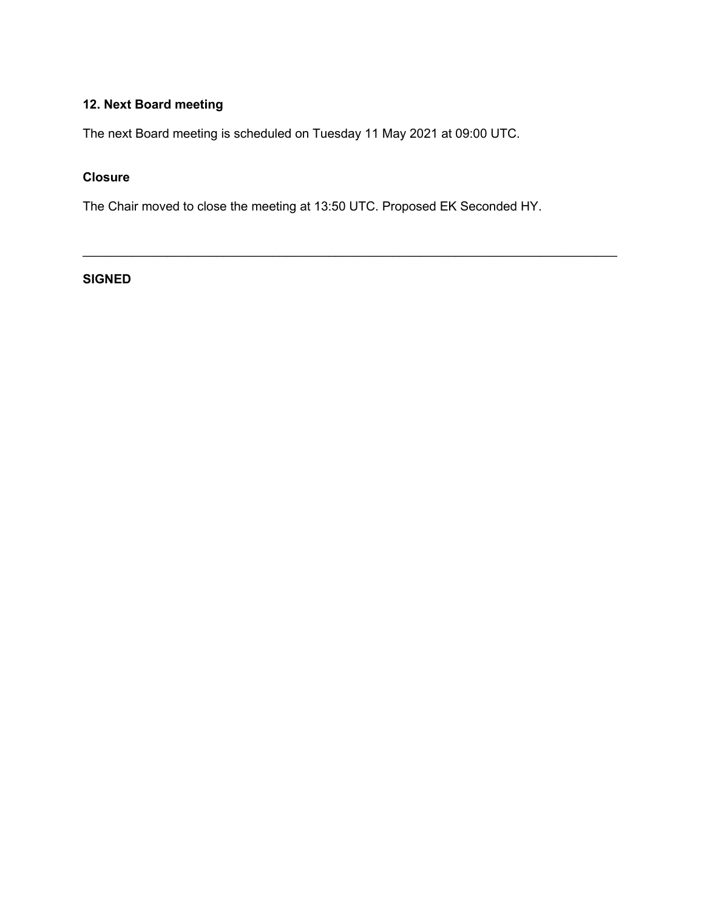### 12. Next Board meeting

The next Board meeting is scheduled on Tuesday 11 May 2021 at 09:00 UTC.

### Closure

The Chair moved to close the meeting at 13:50 UTC. Proposed EK Seconded HY.

---

**SIGNED**